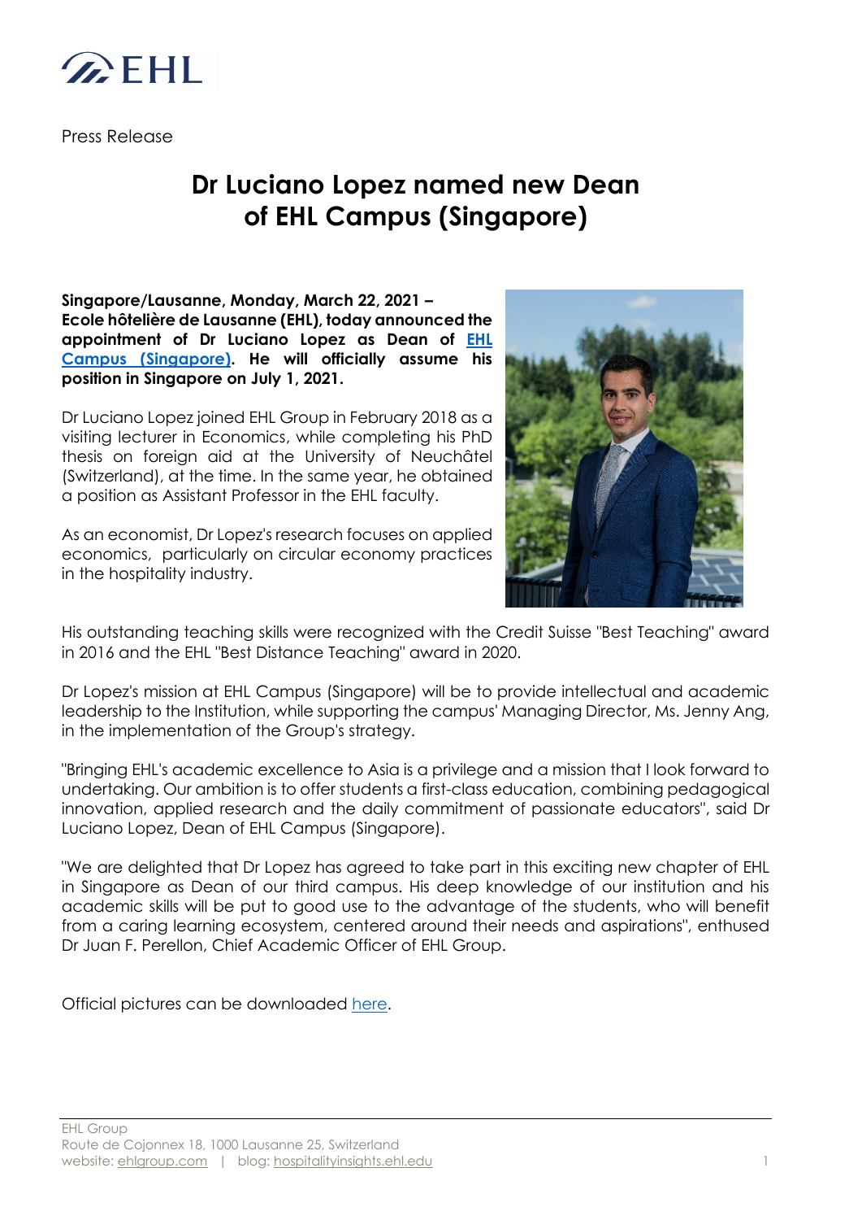Press Release

# Dr Luciano Lopez named new Dean of EHL Campus (Singapore)

**Singapore/Lausanne, Monday, March 22, 2021 – Ecole hôtelière de Lausanne (EHL), today announced the appointment of Dr Luciano Lopez as Dean of [EHL Campus (Singapore)](). He will officially assume his position in Singapore on July 1, 2021.**

Dr Luciano Lopez joined EHL Group in February 2018 as a visiting lecturer in Economics, while completing his PhD thesis on foreign aid at the University of Neuchâtel (Switzerland), at the time. In the same year, he obtained a position as Assistant Professor in the EHL faculty.

As an economist, Dr Lopez's research focuses on applied economics, particularly on circular economy practices in the hospitality industry.

His outstanding teaching skills were recognized with the Credit Suisse "Best Teaching" award in 2016 and the EHL "Best Distance Teaching" award in 2020.

Dr Lopez's mission at EHL Campus (Singapore) will be to provide intellectual and academic leadership to the Institution, while supporting the campus' Managing Director, Ms. Jenny Ang, in the implementation of the Group's strategy.

"Bringing EHL's academic excellence to Asia is a privilege and a mission that I look forward to undertaking. Our ambition is to offer students a first-class education, combining pedagogical innovation, applied research and the daily commitment of passionate educators", said Dr Luciano Lopez, Dean of EHL Campus (Singapore).

"We are delighted that Dr Lopez has agreed to take part in this exciting new chapter of EHL in Singapore as Dean of our third campus. His deep knowledge of our institution and his academic skills will be put to good use to the advantage of the students, who will benefit from a caring learning ecosystem, centered around their needs and aspirations", enthused Dr Juan F. Perellon, Chief Academic Officer of EHL Group.

Official pictures can be downloaded [here]().

EHL Group
Route de Cojonnex 18, 1000 Lausanne 25, Switzerland
website: ehlgroup.com | blog: hospitalityinsights.ehl.edu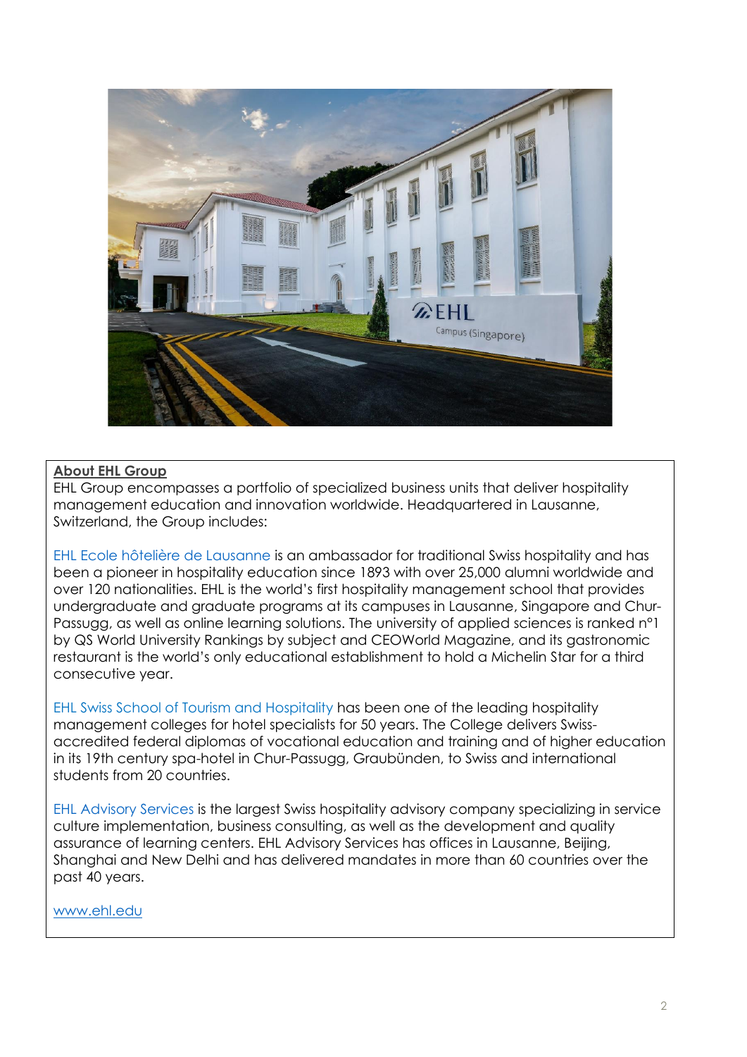**About EHL Group**

EHL Group encompasses a portfolio of specialized business units that deliver hospitality management education and innovation worldwide. Headquartered in Lausanne, Switzerland, the Group includes:

EHL Ecole hôtelière de Lausanne is an ambassador for traditional Swiss hospitality and has been a pioneer in hospitality education since 1893 with over 25,000 alumni worldwide and over 120 nationalities. EHL is the world's first hospitality management school that provides undergraduate and graduate programs at its campuses in Lausanne, Singapore and Chur-Passugg, as well as online learning solutions. The university of applied sciences is ranked n°1 by QS World University Rankings by subject and CEOWorld Magazine, and its gastronomic restaurant is the world's only educational establishment to hold a Michelin Star for a third consecutive year.

EHL Swiss School of Tourism and Hospitality has been one of the leading hospitality management colleges for hotel specialists for 50 years. The College delivers Swiss-accredited federal diplomas of vocational education and training and of higher education in its 19th century spa-hotel in Chur-Passugg, Graubünden, to Swiss and international students from 20 countries.

EHL Advisory Services is the largest Swiss hospitality advisory company specializing in service culture implementation, business consulting, as well as the development and quality assurance of learning centers. EHL Advisory Services has offices in Lausanne, Beijing, Shanghai and New Delhi and has delivered mandates in more than 60 countries over the past 40 years.

[www.ehl.edu](http://www.ehl.edu)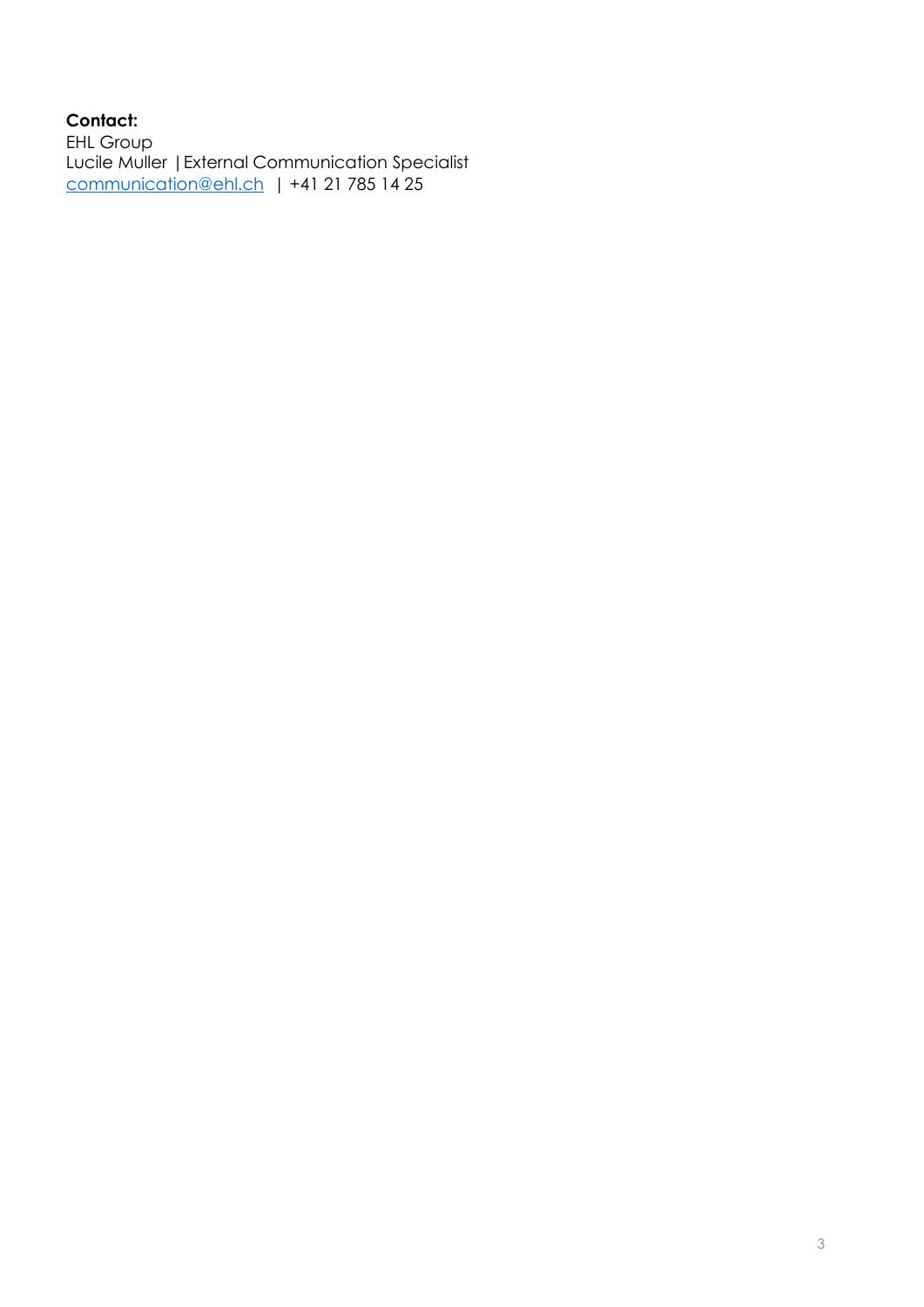**Contact:**
EHL Group
Lucile Muller | External Communication Specialist
communication@ehl.ch | +41 21 785 14 25